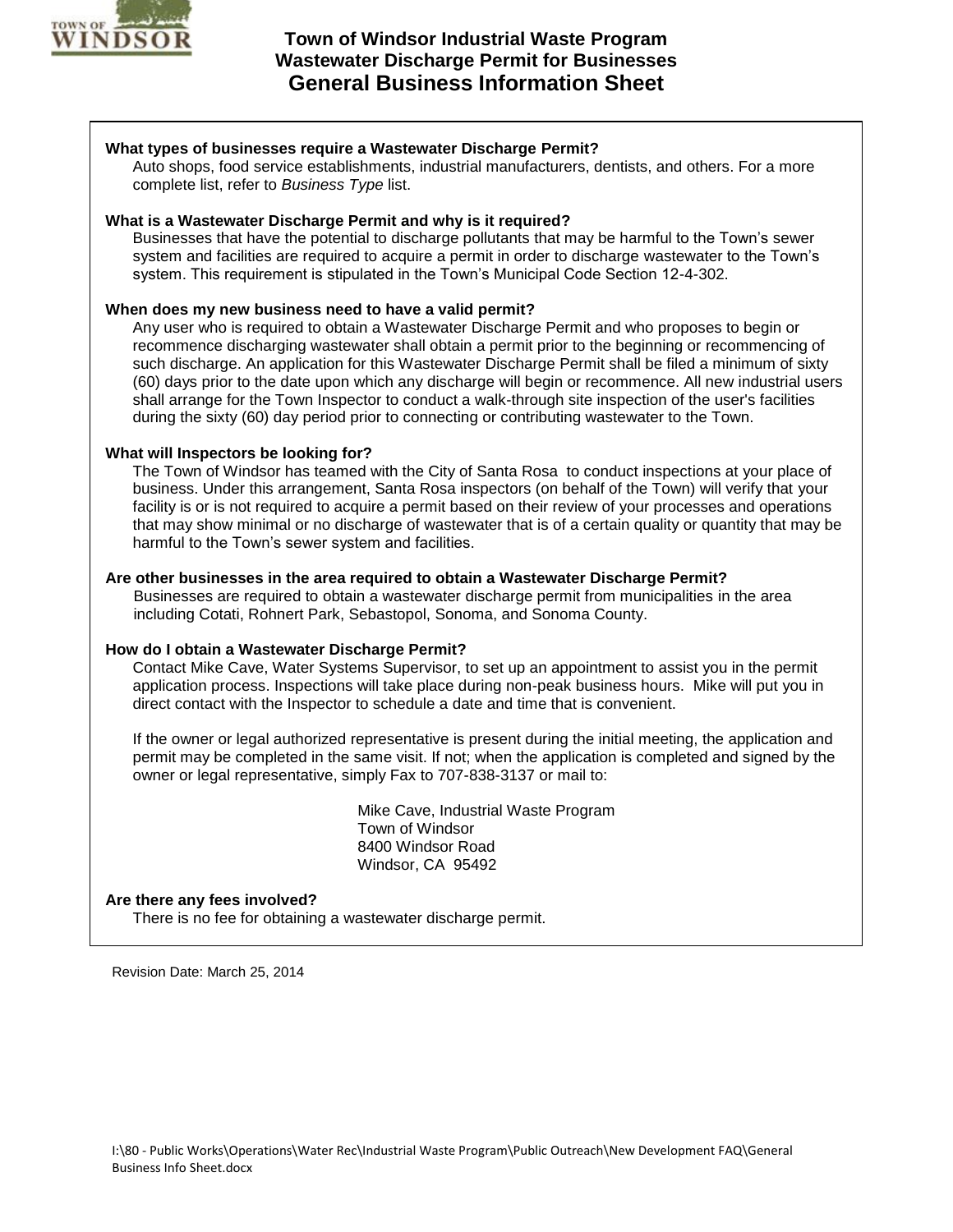# Town of Windsor Industrial Waste Program
## Wastewater Discharge Permit for Businesses
## General Business Information Sheet

**What types of businesses require a Wastewater Discharge Permit?**

Auto shops, food service establishments, industrial manufacturers, dentists, and others. For a more complete list, refer to *Business Type* list.

**What is a Wastewater Discharge Permit and why is it required?**

Businesses that have the potential to discharge pollutants that may be harmful to the Town's sewer system and facilities are required to acquire a permit in order to discharge wastewater to the Town's system. This requirement is stipulated in the Town's Municipal Code Section 12-4-302.

**When does my new business need to have a valid permit?**

Any user who is required to obtain a Wastewater Discharge Permit and who proposes to begin or recommence discharging wastewater shall obtain a permit prior to the beginning or recommencing of such discharge. An application for this Wastewater Discharge Permit shall be filed a minimum of sixty (60) days prior to the date upon which any discharge will begin or recommence. All new industrial users shall arrange for the Town Inspector to conduct a walk-through site inspection of the user's facilities during the sixty (60) day period prior to connecting or contributing wastewater to the Town.

**What will Inspectors be looking for?**

The Town of Windsor has teamed with the City of Santa Rosa to conduct inspections at your place of business. Under this arrangement, Santa Rosa inspectors (on behalf of the Town) will verify that your facility is or is not required to acquire a permit based on their review of your processes and operations that may show minimal or no discharge of wastewater that is of a certain quality or quantity that may be harmful to the Town's sewer system and facilities.

**Are other businesses in the area required to obtain a Wastewater Discharge Permit?**

Businesses are required to obtain a wastewater discharge permit from municipalities in the area including Cotati, Rohnert Park, Sebastopol, Sonoma, and Sonoma County.

**How do I obtain a Wastewater Discharge Permit?**

Contact Mike Cave, Water Systems Supervisor, to set up an appointment to assist you in the permit application process. Inspections will take place during non-peak business hours. Mike will put you in direct contact with the Inspector to schedule a date and time that is convenient.

If the owner or legal authorized representative is present during the initial meeting, the application and permit may be completed in the same visit. If not; when the application is completed and signed by the owner or legal representative, simply Fax to 707-838-3137 or mail to:

Mike Cave, Industrial Waste Program
Town of Windsor
8400 Windsor Road
Windsor, CA 95492

**Are there any fees involved?**

There is no fee for obtaining a wastewater discharge permit.

Revision Date: March 25, 2014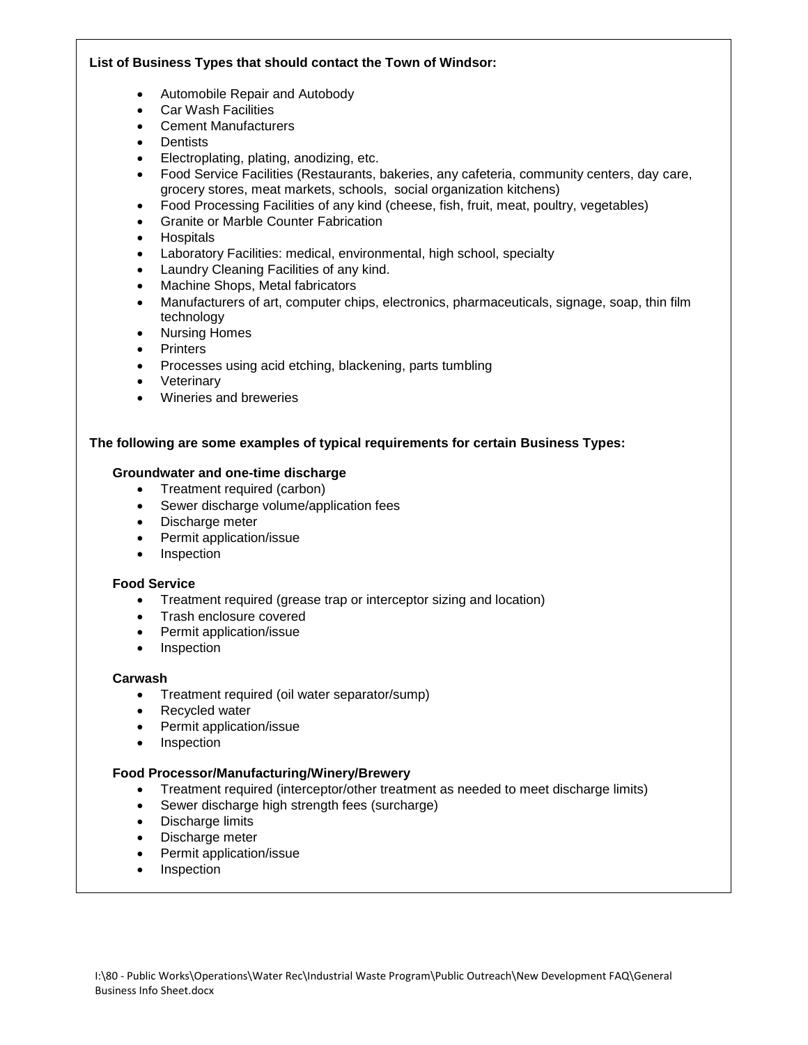**List of Business Types that should contact the Town of Windsor:**

- Automobile Repair and Autobody
- Car Wash Facilities
- Cement Manufacturers
- Dentists
- Electroplating, plating, anodizing, etc.
- Food Service Facilities (Restaurants, bakeries, any cafeteria, community centers, day care, grocery stores, meat markets, schools, social organization kitchens)
- Food Processing Facilities of any kind (cheese, fish, fruit, meat, poultry, vegetables)
- Granite or Marble Counter Fabrication
- Hospitals
- Laboratory Facilities: medical, environmental, high school, specialty
- Laundry Cleaning Facilities of any kind.
- Machine Shops, Metal fabricators
- Manufacturers of art, computer chips, electronics, pharmaceuticals, signage, soap, thin film technology
- Nursing Homes
- Printers
- Processes using acid etching, blackening, parts tumbling
- Veterinary
- Wineries and breweries

**The following are some examples of typical requirements for certain Business Types:**

**Groundwater and one-time discharge**

- Treatment required (carbon)
- Sewer discharge volume/application fees
- Discharge meter
- Permit application/issue
- Inspection

**Food Service**

- Treatment required (grease trap or interceptor sizing and location)
- Trash enclosure covered
- Permit application/issue
- Inspection

**Carwash**

- Treatment required (oil water separator/sump)
- Recycled water
- Permit application/issue
- Inspection

**Food Processor/Manufacturing/Winery/Brewery**

- Treatment required (interceptor/other treatment as needed to meet discharge limits)
- Sewer discharge high strength fees (surcharge)
- Discharge limits
- Discharge meter
- Permit application/issue
- Inspection

I:\80 - Public Works\Operations\Water Rec\Industrial Waste Program\Public Outreach\New Development FAQ\General Business Info Sheet.docx